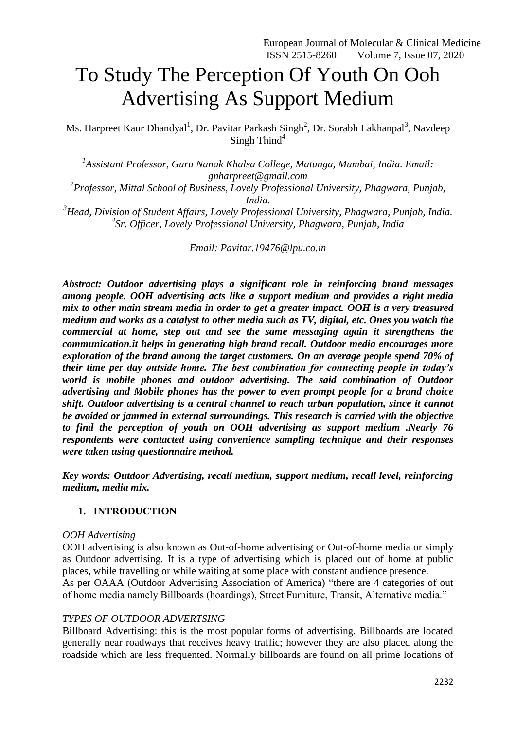# To Study The Perception Of Youth On Ooh Advertising As Support Medium

Ms. Harpreet Kaur Dhandyal[1], Dr. Pavitar Parkash Singh[2], Dr. Sorabh Lakhanpal[3], Navdeep Singh Thind[4]

*[1]Assistant Professor, Guru Nanak Khalsa College, Matunga, Mumbai, India. Email: gnharpreet@gmail.com*
*[2]Professor, Mittal School of Business, Lovely Professional University, Phagwara, Punjab, India.*
*[3]Head, Division of Student Affairs, Lovely Professional University, Phagwara, Punjab, India.*
*[4]Sr. Officer, Lovely Professional University, Phagwara, Punjab, India*

*Email: Pavitar.19476@lpu.co.in*

***Abstract: Outdoor advertising plays a significant role in reinforcing brand messages among people. OOH advertising acts like a support medium and provides a right media mix to other main stream media in order to get a greater impact. OOH is a very treasured medium and works as a catalyst to other media such as TV, digital, etc. Ones you watch the commercial at home, step out and see the same messaging again it strengthens the communication.it helps in generating high brand recall. Outdoor media encourages more exploration of the brand among the target customers. On an average people spend 70% of their time per day outside home. The best combination for connecting people in today's world is mobile phones and outdoor advertising. The said combination of Outdoor advertising and Mobile phones has the power to even prompt people for a brand choice shift. Outdoor advertising is a central channel to reach urban population, since it cannot be avoided or jammed in external surroundings. This research is carried with the objective to find the perception of youth on OOH advertising as support medium .Nearly 76 respondents were contacted using convenience sampling technique and their responses were taken using questionnaire method.***

***Key words: Outdoor Advertising, recall medium, support medium, recall level, reinforcing medium, media mix.***

## 1. INTRODUCTION

*OOH Advertising*

OOH advertising is also known as Out-of-home advertising or Out-of-home media or simply as Outdoor advertising. It is a type of advertising which is placed out of home at public places, while travelling or while waiting at some place with constant audience presence.

As per OAAA (Outdoor Advertising Association of America) "there are 4 categories of out of home media namely Billboards (hoardings), Street Furniture, Transit, Alternative media."

*TYPES OF OUTDOOR ADVERTSING*

Billboard Advertising: this is the most popular forms of advertising. Billboards are located generally near roadways that receives heavy traffic; however they are also placed along the roadside which are less frequented. Normally billboards are found on all prime locations of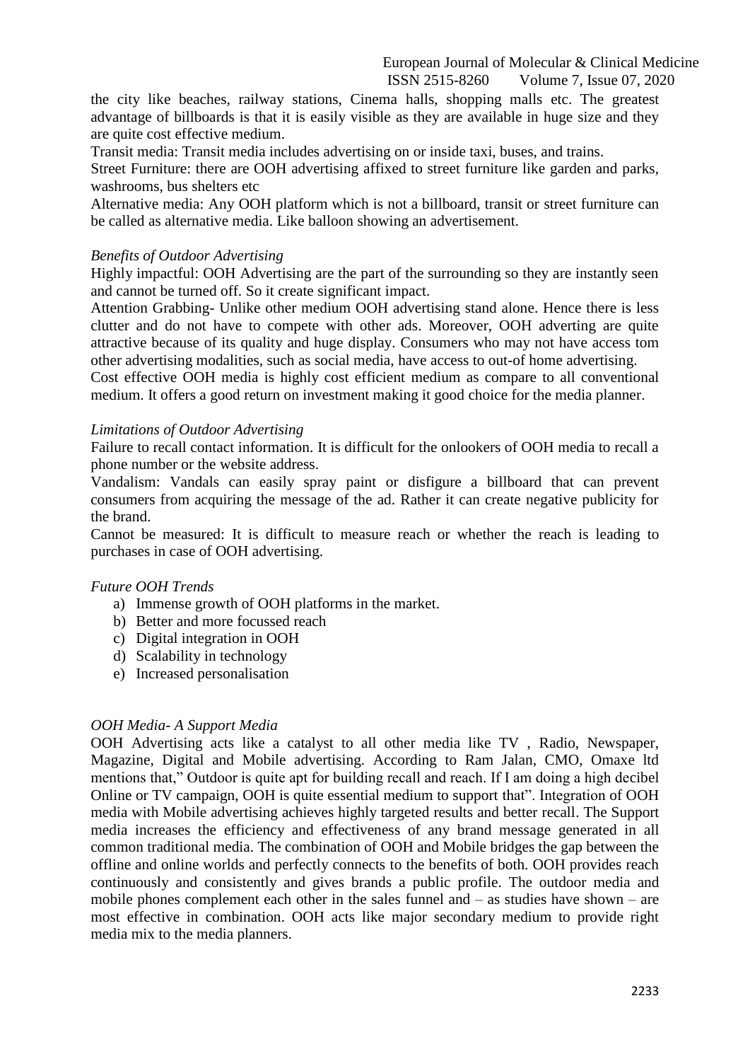the city like beaches, railway stations, Cinema halls, shopping malls etc. The greatest advantage of billboards is that it is easily visible as they are available in huge size and they are quite cost effective medium.

Transit media: Transit media includes advertising on or inside taxi, buses, and trains.

Street Furniture: there are OOH advertising affixed to street furniture like garden and parks, washrooms, bus shelters etc

Alternative media: Any OOH platform which is not a billboard, transit or street furniture can be called as alternative media. Like balloon showing an advertisement.

*Benefits of Outdoor Advertising*

Highly impactful: OOH Advertising are the part of the surrounding so they are instantly seen and cannot be turned off. So it create significant impact.

Attention Grabbing- Unlike other medium OOH advertising stand alone. Hence there is less clutter and do not have to compete with other ads. Moreover, OOH adverting are quite attractive because of its quality and huge display. Consumers who may not have access tom other advertising modalities, such as social media, have access to out-of home advertising.

Cost effective OOH media is highly cost efficient medium as compare to all conventional medium. It offers a good return on investment making it good choice for the media planner.

*Limitations of Outdoor Advertising*

Failure to recall contact information. It is difficult for the onlookers of OOH media to recall a phone number or the website address.

Vandalism: Vandals can easily spray paint or disfigure a billboard that can prevent consumers from acquiring the message of the ad. Rather it can create negative publicity for the brand.

Cannot be measured: It is difficult to measure reach or whether the reach is leading to purchases in case of OOH advertising.

*Future OOH Trends*

a) Immense growth of OOH platforms in the market.
b) Better and more focussed reach
c) Digital integration in OOH
d) Scalability in technology
e) Increased personalisation

*OOH Media- A Support Media*

OOH Advertising acts like a catalyst to all other media like TV , Radio, Newspaper, Magazine, Digital and Mobile advertising. According to Ram Jalan, CMO, Omaxe ltd mentions that," Outdoor is quite apt for building recall and reach. If I am doing a high decibel Online or TV campaign, OOH is quite essential medium to support that". Integration of OOH media with Mobile advertising achieves highly targeted results and better recall. The Support media increases the efficiency and effectiveness of any brand message generated in all common traditional media. The combination of OOH and Mobile bridges the gap between the offline and online worlds and perfectly connects to the benefits of both. OOH provides reach continuously and consistently and gives brands a public profile. The outdoor media and mobile phones complement each other in the sales funnel and – as studies have shown – are most effective in combination. OOH acts like major secondary medium to provide right media mix to the media planners.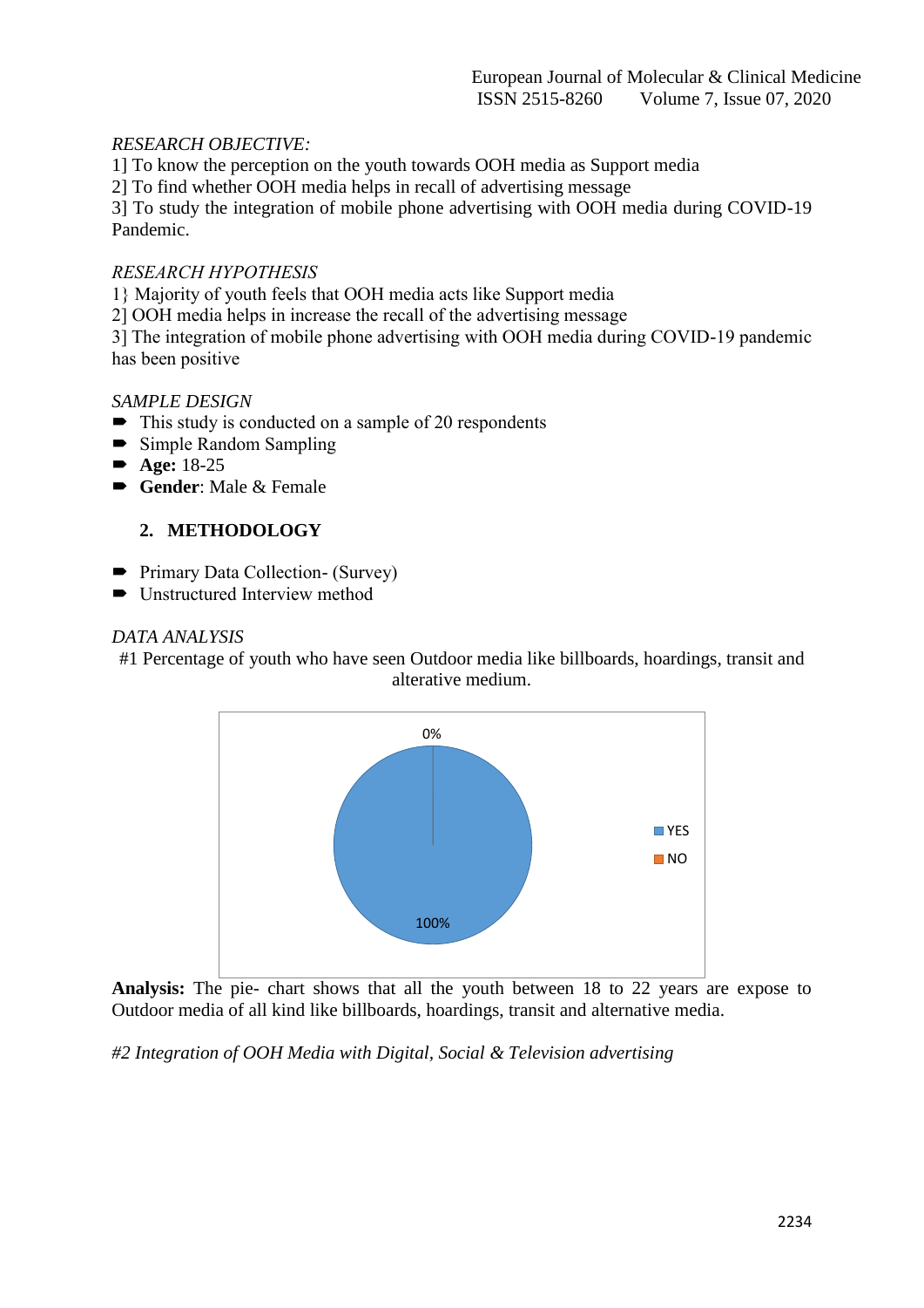*RESEARCH OBJECTIVE:*

1] To know the perception on the youth towards OOH media as Support media
2] To find whether OOH media helps in recall of advertising message
3] To study the integration of mobile phone advertising with OOH media during COVID-19 Pandemic.

*RESEARCH HYPOTHESIS*

1} Majority of youth feels that OOH media acts like Support media
2] OOH media helps in increase the recall of the advertising message
3] The integration of mobile phone advertising with OOH media during COVID-19 pandemic has been positive

*SAMPLE DESIGN*

- This study is conducted on a sample of 20 respondents
- Simple Random Sampling
- **Age:** 18-25
- **Gender**: Male & Female

## 2. METHODOLOGY

- Primary Data Collection- (Survey)
- Unstructured Interview method

*DATA ANALYSIS*

#1 Percentage of youth who have seen Outdoor media like billboards, hoardings, transit and alterative medium.

0%

100%

YES
NO

**Analysis:** The pie- chart shows that all the youth between 18 to 22 years are expose to Outdoor media of all kind like billboards, hoardings, transit and alternative media.

*#2 Integration of OOH Media with Digital, Social & Television advertising*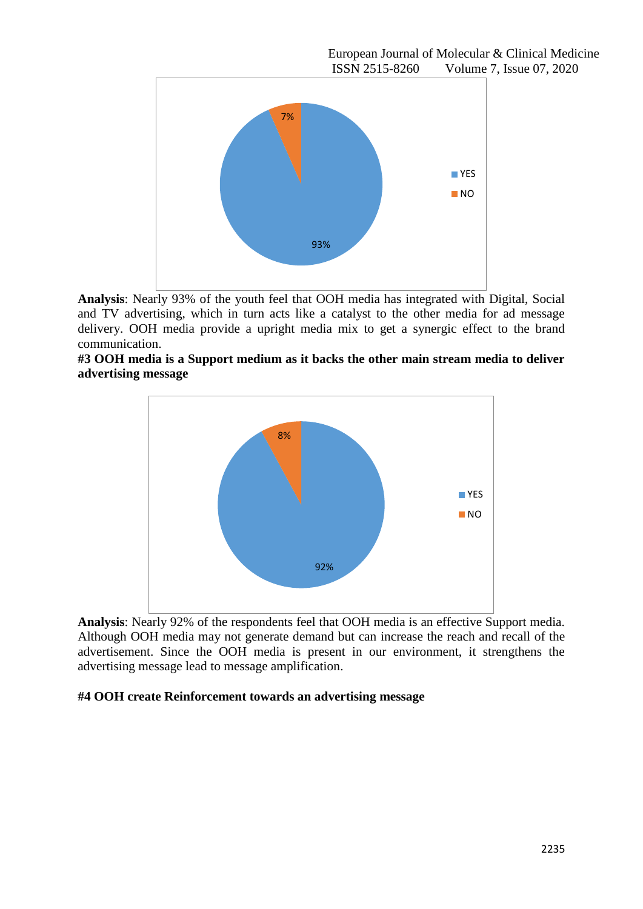**Analysis**: Nearly 93% of the youth feel that OOH media has integrated with Digital, Social and TV advertising, which in turn acts like a catalyst to the other media for ad message delivery. OOH media provide a upright media mix to get a synergic effect to the brand communication.

**#3 OOH media is a Support medium as it backs the other main stream media to deliver advertising message**

**Analysis**: Nearly 92% of the respondents feel that OOH media is an effective Support media. Although OOH media may not generate demand but can increase the reach and recall of the advertisement. Since the OOH media is present in our environment, it strengthens the advertising message lead to message amplification.

**#4 OOH create Reinforcement towards an advertising message**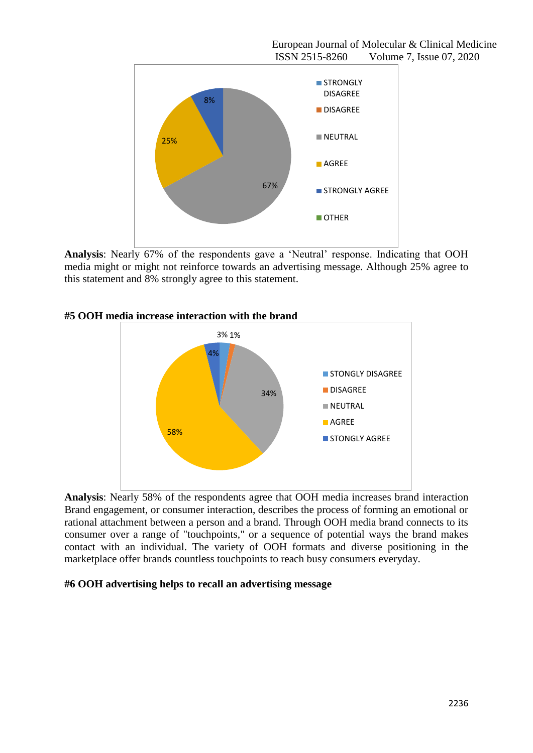**Analysis**: Nearly 67% of the respondents gave a 'Neutral' response. Indicating that OOH media might or might not reinforce towards an advertising message. Although 25% agree to this statement and 8% strongly agree to this statement.

#### #5 OOH media increase interaction with the brand

**Analysis**: Nearly 58% of the respondents agree that OOH media increases brand interaction Brand engagement, or consumer interaction, describes the process of forming an emotional or rational attachment between a person and a brand. Through OOH media brand connects to its consumer over a range of "touchpoints," or a sequence of potential ways the brand makes contact with an individual. The variety of OOH formats and diverse positioning in the marketplace offer brands countless touchpoints to reach busy consumers everyday.

#### #6 OOH advertising helps to recall an advertising message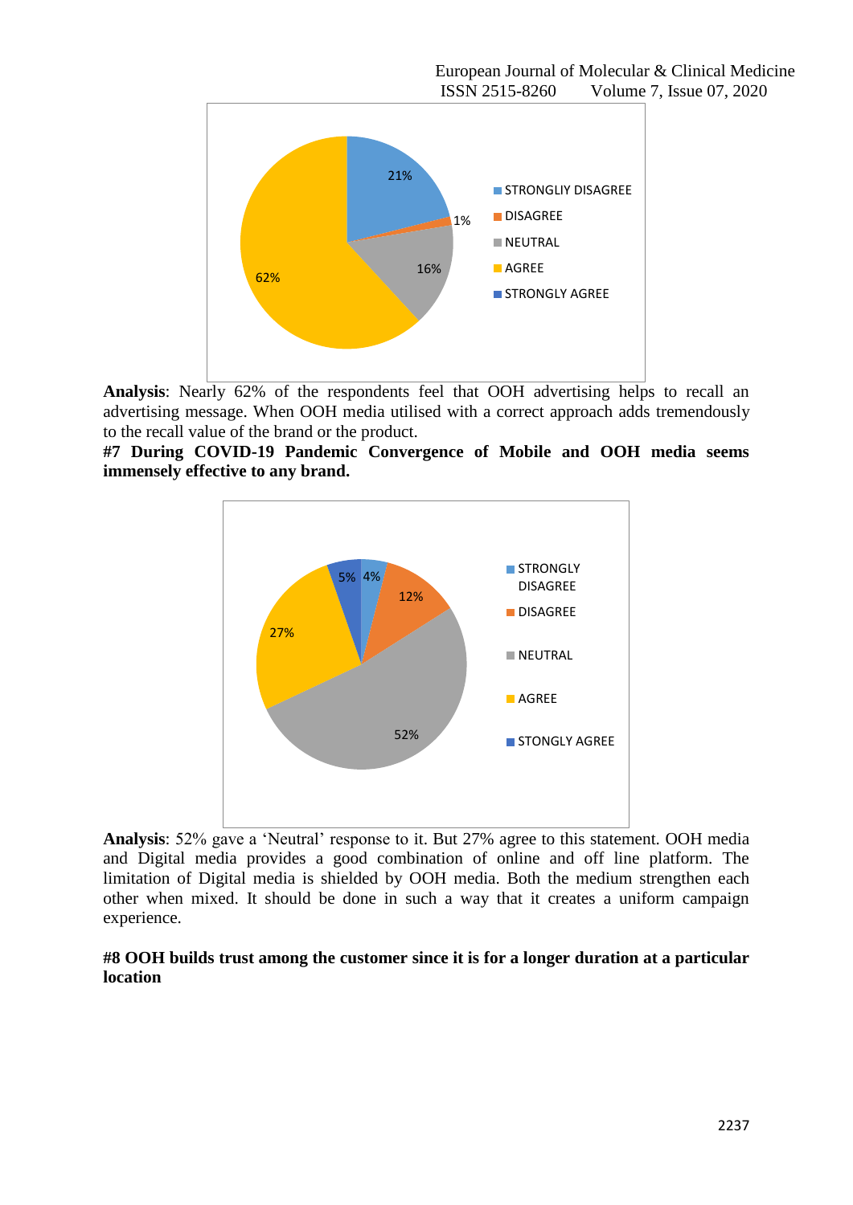**Analysis**: Nearly 62% of the respondents feel that OOH advertising helps to recall an advertising message. When OOH media utilised with a correct approach adds tremendously to the recall value of the brand or the product.

**#7 During COVID-19 Pandemic Convergence of Mobile and OOH media seems immensely effective to any brand.**

**Analysis**: 52% gave a 'Neutral' response to it. But 27% agree to this statement. OOH media and Digital media provides a good combination of online and off line platform. The limitation of Digital media is shielded by OOH media. Both the medium strengthen each other when mixed. It should be done in such a way that it creates a uniform campaign experience.

**#8 OOH builds trust among the customer since it is for a longer duration at a particular location**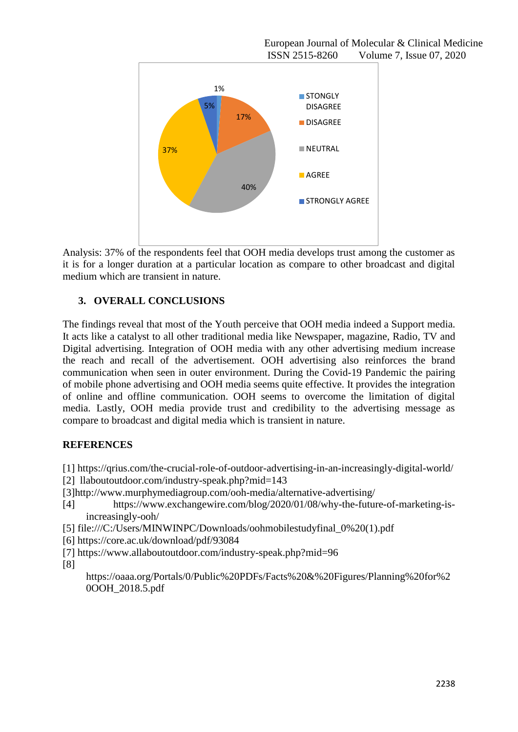1%

5%

17%

37%

40%

STONGLY DISAGREE

DISAGREE

NEUTRAL

AGREE

STRONGLY AGREE

Analysis: 37% of the respondents feel that OOH media develops trust among the customer as it is for a longer duration at a particular location as compare to other broadcast and digital medium which are transient in nature.

## 3. OVERALL CONCLUSIONS

The findings reveal that most of the Youth perceive that OOH media indeed a Support media. It acts like a catalyst to all other traditional media like Newspaper, magazine, Radio, TV and Digital advertising. Integration of OOH media with any other advertising medium increase the reach and recall of the advertisement. OOH advertising also reinforces the brand communication when seen in outer environment. During the Covid-19 Pandemic the pairing of mobile phone advertising and OOH media seems quite effective. It provides the integration of online and offline communication. OOH seems to overcome the limitation of digital media. Lastly, OOH media provide trust and credibility to the advertising message as compare to broadcast and digital media which is transient in nature.

## REFERENCES

[1] https://qrius.com/the-crucial-role-of-outdoor-advertising-in-an-increasingly-digital-world/
[2] llaboutoutdoor.com/industry-speak.php?mid=143
[3]http://www.murphymediagroup.com/ooh-media/alternative-advertising/
[4] https://www.exchangewire.com/blog/2020/01/08/why-the-future-of-marketing-is-increasingly-ooh/
[5] file:///C:/Users/MINWINPC/Downloads/oohmobilestudyfinal_0%20(1).pdf
[6] https://core.ac.uk/download/pdf/93084
[7] https://www.allaboutoutdoor.com/industry-speak.php?mid=96
[8] https://oaaa.org/Portals/0/Public%20PDFs/Facts%20&%20Figures/Planning%20for%20OOH_2018.5.pdf